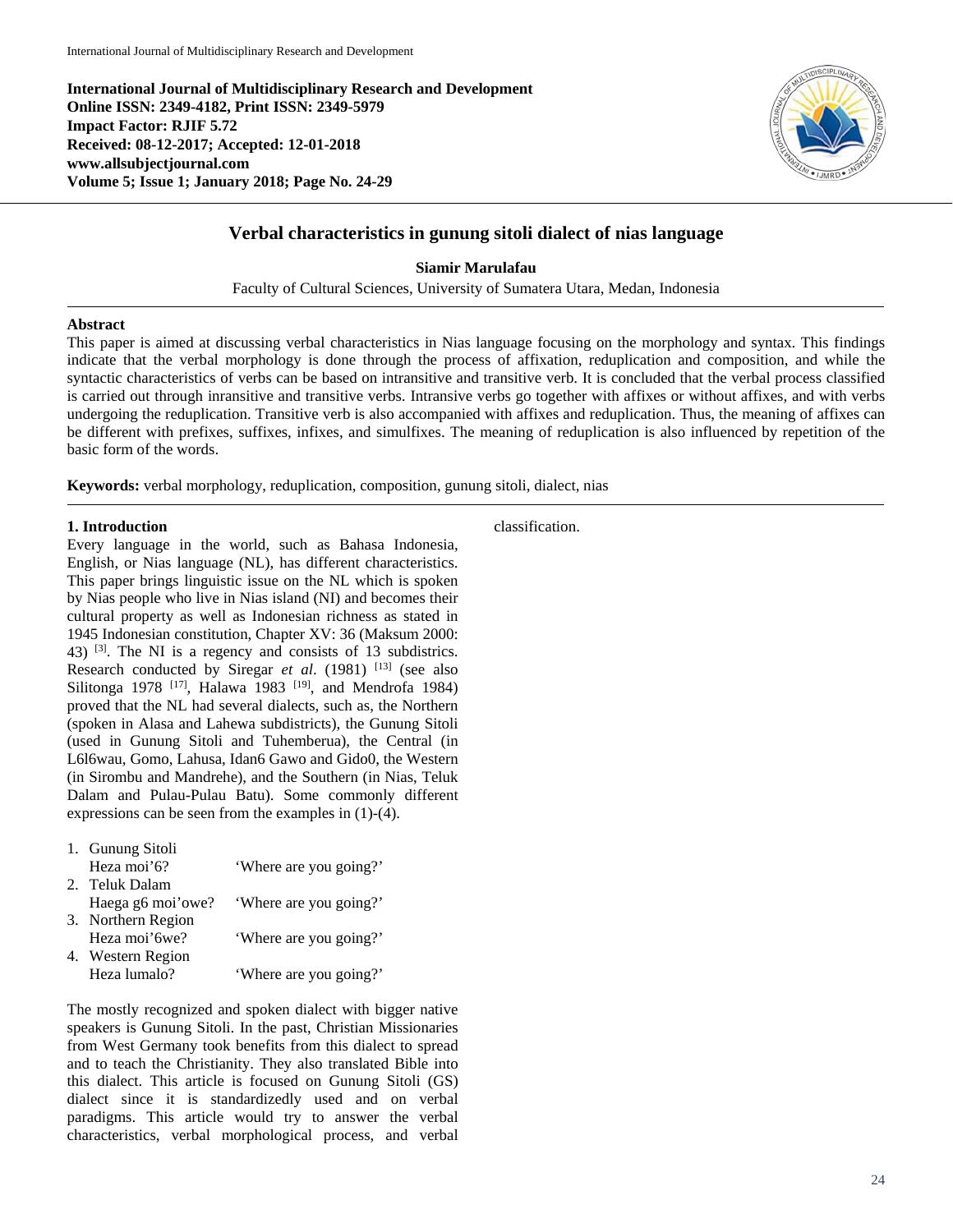**International Journal of Multidisciplinary Research and Development**
**Online ISSN: 2349-4182, Print ISSN: 2349-5979**
**Impact Factor: RJIF 5.72**
**Received: 08-12-2017; Accepted: 12-01-2018**
**www.allsubjectjournal.com**
**Volume 5; Issue 1; January 2018; Page No. 24-29**

# Verbal characteristics in gunung sitoli dialect of nias language

**Siamir Marulafau**

Faculty of Cultural Sciences, University of Sumatera Utara, Medan, Indonesia

## Abstract

This paper is aimed at discussing verbal characteristics in Nias language focusing on the morphology and syntax. This findings indicate that the verbal morphology is done through the process of affixation, reduplication and composition, and while the syntactic characteristics of verbs can be based on intransitive and transitive verb. It is concluded that the verbal process classified is carried out through inransitive and transitive verbs. Intransive verbs go together with affixes or without affixes, and with verbs undergoing the reduplication. Transitive verb is also accompanied with affixes and reduplication. Thus, the meaning of affixes can be different with prefixes, suffixes, infixes, and simulfixes. The meaning of reduplication is also influenced by repetition of the basic form of the words.

**Keywords:** verbal morphology, reduplication, composition, gunung sitoli, dialect, nias

## 1. Introduction

Every language in the world, such as Bahasa Indonesia, English, or Nias language (NL), has different characteristics. This paper brings linguistic issue on the NL which is spoken by Nias people who live in Nias island (NI) and becomes their cultural property as well as Indonesian richness as stated in 1945 Indonesian constitution, Chapter XV: 36 (Maksum 2000: 43) [3]. The NI is a regency and consists of 13 subdistricts. Research conducted by Siregar *et al*. (1981) [13] (see also Silitonga 1978 [17], Halawa 1983 [19], and Mendrofa 1984) proved that the NL had several dialects, such as, the Northern (spoken in Alasa and Lahewa subdistricts), the Gunung Sitoli (used in Gunung Sitoli and Tuhemberua), the Central (in L6l6wau, Gomo, Lahusa, Idan6 Gawo and Gido0, the Western (in Sirombu and Mandrehe), and the Southern (in Nias, Teluk Dalam and Pulau-Pulau Batu). Some commonly different expressions can be seen from the examples in (1)-(4).

1. Gunung Sitoli
   Heza moi'6? 'Where are you going?'
2. Teluk Dalam
   Haega g6 moi'owe? 'Where are you going?'
3. Northern Region
   Heza moi'6we? 'Where are you going?'
4. Western Region
   Heza lumalo? 'Where are you going?'

The mostly recognized and spoken dialect with bigger native speakers is Gunung Sitoli. In the past, Christian Missionaries from West Germany took benefits from this dialect to spread and to teach the Christianity. They also translated Bible into this dialect. This article is focused on Gunung Sitoli (GS) dialect since it is standardizedly used and on verbal paradigms. This article would try to answer the verbal characteristics, verbal morphological process, and verbal classification.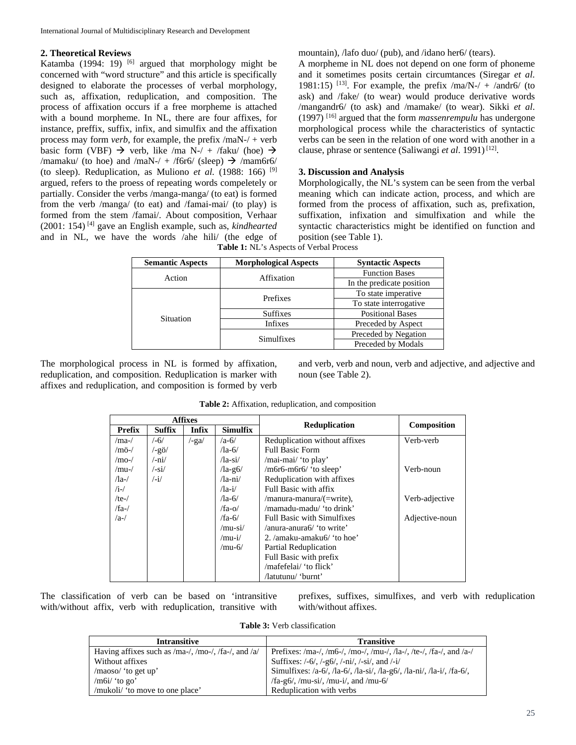## 2. Theoretical Reviews

Katamba (1994: 19) [6] argued that morphology might be concerned with "word structure" and this article is specifically designed to elaborate the processes of verbal morphology, such as, affixation, reduplication, and composition. The process of affixation occurs if a free morpheme is attached with a bound morpheme. In NL, there are four affixes, for instance, preffix, suffix, infix, and simulfix and the affixation process may form *verb*, for example, the prefix /maN-/ + verb basic form (VBF) → verb, like /ma N-/ + /faku/ (hoe) → /mamaku/ (to hoe) and /maN-/ + /f6r6/ (sleep) → /mam6r6/ (to sleep). Reduplication, as Muliono *et al*. (1988: 166) [9] argued, refers to the proess of repeating words compeletely or partially. Consider the verbs /manga-manga/ (to eat) is formed from the verb /manga/ (to eat) and /famai-mai/ (to play) is formed from the stem /famai/. About composition, Verhaar (2001: 154) [4] gave an English example, such as, *kindhearted* and in NL, we have the words /ahe hili/ (the edge of mountain), /lafo duo/ (pub), and /idano her6/ (tears).

A morpheme in NL does not depend on one form of phoneme and it sometimes posits certain circumtances (Siregar *et al*. 1981:15) [13]. For example, the prefix /ma/N-/ + /andr6/ (to ask) and /fake/ (to wear) would produce derivative words /mangandr6/ (to ask) and /mamake/ (to wear). Sikki *et al*. (1997) [16] argued that the form *massenrempulu* has undergone morphological process while the characteristics of syntactic verbs can be seen in the relation of one word with another in a clause, phrase or sentence (Saliwangi *et al*. 1991) [12].

## 3. Discussion and Analysis

Morphologically, the NL's system can be seen from the verbal meaning which can indicate action, process, and which are formed from the process of affixation, such as, prefixation, suffixation, infixation and simulfixation and while the syntactic characteristics might be identified on function and position (see Table 1).

**Table 1:** NL's Aspects of Verbal Process

| Semantic Aspects | Morphological Aspects | Syntactic Aspects |
|---|---|---|
| Action | Affixation | Function Bases |
| | | In the predicate position |
| Situation | Prefixes | To state imperative |
| | | To state interrogative |
| | Suffixes | Positional Bases |
| | Infixes | Preceded by Aspect |
| | Simulfixes | Preceded by Negation |
| | | Preceded by Modals |

The morphological process in NL is formed by affixation, reduplication, and composition. Reduplication is marker with affixes and reduplication, and composition is formed by verb and verb, verb and noun, verb and adjective, and adjective and noun (see Table 2).

**Table 2:** Affixation, reduplication, and composition

| Affixes | | | | Reduplication | Composition |
|---|---|---|---|---|---|
| Prefix | Suffix | Infix | Simulfix | | |
| /ma-/ | /-6/ | /-ga/ | /a-6/ | Reduplication without affixes | Verb-verb |
| /mö-/ | /-gö/ | | /la-6/ | Full Basic Form | |
| /mo-/ | /-ni/ | | /la-si/ | /mai-mai/ 'to play' | |
| /mu-/ | /-si/ | | /la-g6/ | /m6r6-m6r6/ 'to sleep' | Verb-noun |
| /la-/ | /-i/ | | /la-ni/ | Reduplication with affixes | |
| /i-/ | | | /la-i/ | Full Basic with affix | |
| /te-/ | | | /la-6/ | /manura-manura/(=write), | Verb-adjective |
| /fa-/ | | | /fa-o/ | /mamadu-madu/ 'to drink' | |
| /a-/ | | | /fa-6/ | Full Basic with Simulfixes | Adjective-noun |
| | | | /mu-si/ | /anura-anura6/ 'to write' | |
| | | | /mu-i/ | 2. /amaku-amaku6/ 'to hoe' | |
| | | | /mu-6/ | Partial Reduplication | |
| | | | | Full Basic with prefix | |
| | | | | /mafefelai/ 'to flick' | |
| | | | | /latutunu/ 'burnt' | |

The classification of verb can be based on 'intransitive with/without affix, verb with reduplication, transitive with prefixes, suffixes, simulfixes, and verb with reduplication with/without affixes.

**Table 3:** Verb classification

| Intransitive | Transitive |
|---|---|
| Having affixes such as /ma-/, /mo-/, /fa-/, and /a/ | Prefixes: /ma-/, /m6-/, /mo-/, /mu-/, /la-/, /te-/, /fa-/, and /a-/ |
| Without affixes | Suffixes: /-6/, /-g6/, /-ni/, /-si/, and /-i/ |
| /maoso/ 'to get up' | Simulfixes: /a-6/, /la-6/, /la-si/, /la-g6/, /la-ni/, /la-i/, /fa-6/, |
| /m6i/ 'to go' | /fa-g6/, /mu-si/, /mu-i/, and /mu-6/ |
| /mukoli/ 'to move to one place' | Reduplication with verbs |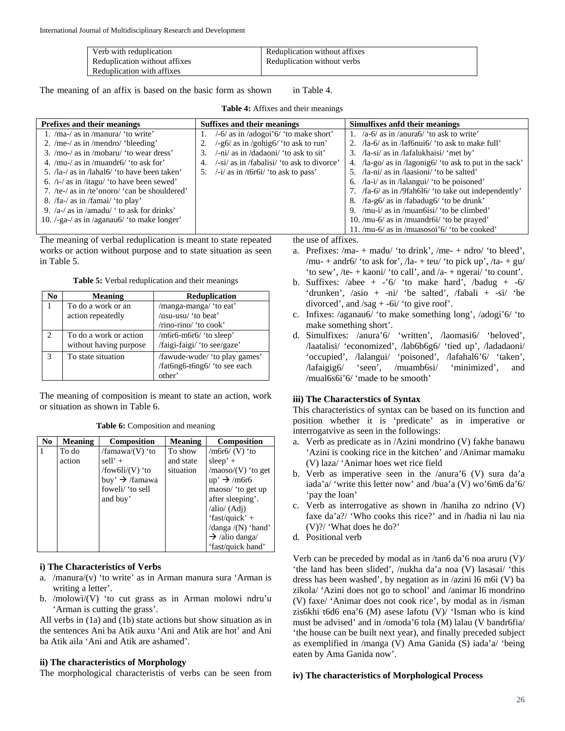| Verb with reduplication | Reduplication without affixes |
|---|---|
| Reduplication without affixes | Reduplication without verbs |
| Reduplication with affixes | |

The meaning of an affix is based on the basic form as shown in Table 4.

**Table 4:** Affixes and their meanings

| Prefixes and their meanings | Suffixes and their meanings | Simulfixes anfd their meanings |
|---|---|---|
| 1. /ma-/ as in /manura/ 'to write' | 1. /-6/ as in /adogoi'6/ 'to make short' | 1. /a-6/ as in /anura6/ 'to ask to write' |
| 2. /me-/ as in /mendro/ 'bleeding' | 2. /-g6/ as in /gohig6/ 'to ask to run' | 2. /la-6/ as in /laf6nui6/ 'to ask to make full' |
| 3. /mo-/ as in /mobaru/ 'to wear dress' | 3. /-ni/ as in /dadaoni/ 'to ask to sit' | 3. /la-si/ as in /lafalukhaisi/ 'met by' |
| 4. /mu-/ as in /muandr6/ 'to ask for' | 4. /-si/ as in /fabalisi/ 'to ask to divorce' | 4. /la-go/ as in /lagonig6/ 'to ask to put in the sack' |
| 5. /la-/ as in /lahal6/ 'to have been taken' | 5. /-i/ as in /t6r6i/ 'to ask to pass' | 5. /la-ni/ as in /laasioni/ 'to be salted' |
| 6. /i-/ as in /itagu/ 'to have been sewed' | | 6. /la-i/ as in /lalangui/ 'to be poisoned' |
| 7. /te-/ as in /te'onoro/ 'can be shouldered' | | 7. /fa-6/ as in /9fah6l6/ 'to take out independently' |
| 8. /fa-/ as in /famai/ 'to play' | | 8. /fa-g6/ as in /fabadug6/ 'to be drunk' |
| 9. /a-/ as in /amadu/ ' to ask for drinks' | | 9. /mu-i/ as in /muan6isi/ 'to be climbed' |
| 10. /-ga-/ as in /aganau6/ 'to make longer' | | 10. /mu-6/ as in /muandr6i/ 'to be prayed' |
| | | 11. /mu-6/ as in /muasosoi'6/ 'to be cooked' |

The meaning of verbal reduplication is meant to state repeated works or action without purpose and to state situation as seen in Table 5.

**Table 5:** Verbal reduplication and their meanings

| No | Meaning | Reduplication |
|---|---|---|
| 1 | To do a work or an action repeatedly | /manga-manga/ 'to eat' /usu-usu/ 'to beat' /rino-rino/ 'to cook' |
| 2 | To do a work or action without having purpose | /m6r6-m6r6/ 'to sleep' /faigi-faigi/ 'to see/gaze' |
| 3 | To state situation | /fawude-wude/ 'to play games' /fat6ng6-t6ng6/ 'to see each other' |

The meaning of composition is meant to state an action, work or situation as shown in Table 6.

**Table 6:** Composition and meaning

| No | Meaning | Composition | Meaning | Composition |
|---|---|---|---|---|
| 1 | To do action | /famawa/(V) 'to sell' + /fow6li/(V) 'to buy' → /famawa foweli/ 'to sell and buy' | To show and state situation | /m6r6/ (V) 'to sleep' + /maoso/(V) 'to get up' → /m6r6 maoso/ 'to get up after sleeping'. /alio/ (Adj) 'fast/quick' + /danga /(N) 'hand' → /alio danga/ 'fast/quick hand' |

**i) The Characteristics of Verbs**

a. /manura/(v) 'to write' as in Arman manura sura 'Arman is writing a letter'.
b. /molowi/(V) 'to cut grass as in Arman molowi ndru'u 'Arman is cutting the grass'.

All verbs in (1a) and (1b) state actions but show situation as in the sentences Ani ba Atik auxu 'Ani and Atik are hot' and Ani ba Atik aila 'Ani and Atik are ashamed'.

**ii) The characteristics of Morphology**

The morphological characteristis of verbs can be seen from the use of affixes.

a. Prefixes: /ma- + madu/ 'to drink', /me- + ndro/ 'to bleed', /mu- + andr6/ 'to ask for', /la- + teu/ 'to pick up', /ta- + gu/ 'to sew', /te- + kaoni/ 'to call', and /a- + ngerai/ 'to count'.
b. Suffixes: /abee + -'6/ 'to make hard', /badug + -6/ 'drunken', /asio + -ni/ 'be salted', /fabali + -si/ 'be divorced', and /sag + -6i/ 'to give roof'.
c. Infixes: /aganau6/ 'to make something long', /adogi'6/ 'to make something short'.
d. Simulfixes: /anura'6/ 'written', /laomasi6/ 'beloved', /laatalisi/ 'economized', /lab6b6g6/ 'tied up', /ladadaoni/ 'occupied', /lalangui/ 'poisoned', /lafahal6'6/ 'taken', /lafaigig6/ 'seen', /muamb6si/ 'minimized', and /mual6s6i'6/ 'made to be smooth'

**iii) The Characterstics of Syntax**

This characteristics of syntax can be based on its function and position whether it is 'predicate' as in imperative or interrogatvive as seen in the followings:

a. Verb as predicate as in /Azini mondrino (V) fakhe banawu 'Azini is cooking rice in the kitchen' and /Animar mamaku (V) laza/ 'Animar hoes wet rice field
b. Verb as imperative seen in the /anura'6 (V) sura da'a iada'a/ 'write this letter now' and /bua'a (V) wo'6m6 da'6/ 'pay the loan'
c. Verb as interrogative as shown in /haniha zo ndrino (V) faxe da'a?/ 'Who cooks this rice?' and in /hadia ni lau nia (V)?/ 'What does he do?'
d. Positional verb

Verb can be preceded by modal as in /tan6 da'6 noa aruru (V)/ 'the land has been slided', /nukha da'a noa (V) lasasai/ 'this dress has been washed', by negation as in /azini l6 m6i (V) ba zikola/ 'Azini does not go to school' and /animar l6 mondrino (V) faxe/ 'Animar does not cook rice', by modal as in /isman zis6khi t6d6 ena'6 (M) asese lafotu (V)/ 'Isman who is kind must be advised' and in /omoda'6 tola (M) lalau (V bandr6fia/ 'the house can be built next year), and finally preceded subject as exemplified in /manga (V) Ama Ganida (S) iada'a/ 'being eaten by Ama Ganida now'.

**iv) The characteristics of Morphological Process**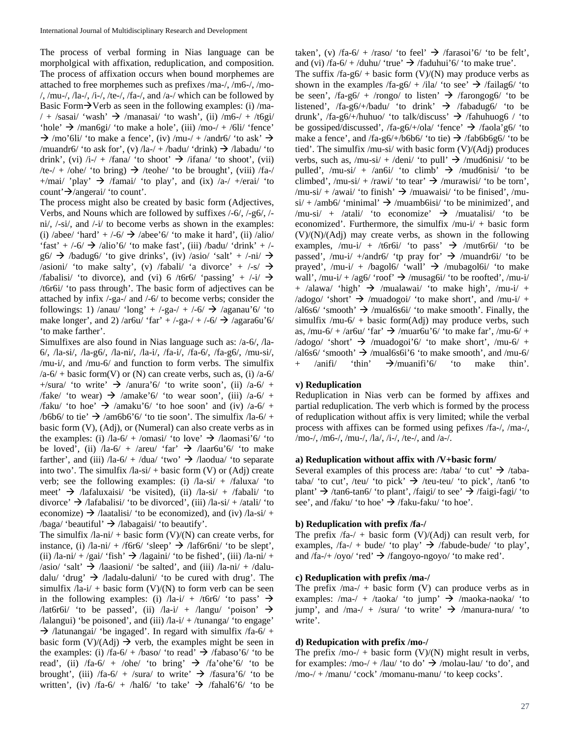The process of verbal forming in Nias language can be morpholgical with affixation, reduplication, and composition. The process of affixation occurs when bound morphemes are attached to free morphemes such as prefixes /ma-/, /m6-/, /mo-/, /mu-/, /la-/, /i-/, /te-/, /fa-/, and /a-/ which can be followed by Basic Form→Verb as seen in the following examples: (i) /ma-/ + /sasai/ 'wash' → /manasai/ 'to wash', (ii) /m6-/ + /t6gi/ 'hole' → /man6gi/ 'to make a hole', (iii) /mo-/ + /6li/ 'fence' → /mo'6li/ 'to make a fence', (iv) /mu-/ + /andr6/ 'to ask' → /muandr6/ 'to ask for', (v) /la-/ + /badu/ 'drink) → /labadu/ 'to drink', (vi) /i-/ + /fana/ 'to shoot' → /ifana/ 'to shoot', (vii) /te-/ + /ohe/ 'to bring) → /teohe/ 'to be brought', (viii) /fa-/ +/mai/ 'play' → /famai/ 'to play', and (ix) /a-/ +/erai/ 'to count'→/angerai/ 'to count'.

The process might also be created by basic form (Adjectives, Verbs, and Nouns which are followed by suffixes /-6/, /-g6/, /-ni/, /-si/, and /-i/ to become verbs as shown in the examples: (i) /abee/ 'hard' + /-6/ → /abee'6/ 'to make it hard', (ii) /alio/ 'fast' + /-6/ → /alio'6/ 'to make fast', (iii) /badu/ 'drink' + /-g6/ → /badug6/ 'to give drinks', (iv) /asio/ 'salt' + /-ni/ → /asioni/ 'to make salty', (v) /fabali/ 'a divorce' + /-s/ → /fabalisi/ 'to divorce), and (vi) 6 /t6r6/ 'passing' + /-i/ → /t6r6i/ 'to pass through'. The basic form of adjectives can be attached by infix /-ga-/ and /-6/ to become verbs; consider the followings: 1) /anau/ 'long' + /-ga-/ + /-6/ → /aganau'6/ 'to make longer', and 2) /ar6u/ 'far' + /-ga-/ + /-6/ → /agara6u'6/ 'to make farther'.

Simulfixes are also found in Nias language such as: /a-6/, /la-6/, /la-si/, /la-g6/, /la-ni/, /la-i/, /fa-i/, /fa-6/, /fa-g6/, /mu-si/, /mu-i/, and /mu-6/ and function to form verbs. The simulfix /a-6/ + basic form(V) or (N) can create verbs, such as, (i) /a-6/ +/sura/ 'to write' → /anura'6/ 'to write soon', (ii) /a-6/ + /fake/ 'to wear) → /amake'6/ 'to wear soon', (iii) /a-6/ + /faku/ 'to hoe' → /amaku'6/ 'to hoe soon' and (iv) /a-6/ + /b6b6/ to tie' → /am6b6'6/ 'to tie soon'. The simulfix /la-6/ + basic form (V), (Adj), or (Numeral) can also create verbs as in the examples: (i) /la-6/ + /omasi/ 'to love' → /laomasi'6/ 'to be loved', (ii) /la-6/ + /areu/ 'far' → /laar6u'6/ 'to make farther', and (iii) /la-6/ + /dua/ 'two' → /laodua/ 'to separate into two'. The simulfix /la-si/ + basic form (V) or (Adj) create verb; see the following examples: (i) /la-si/ + /faluxa/ 'to meet' → /lafaluxaisi/ 'be visited), (ii) /la-si/ + /fabali/ 'to divorce' → /lafabalisi/ 'to be divorced', (iii) /la-si/ + /atali/ 'to economize) → /laatalisi/ 'to be economized), and (iv) /la-si/ + /baga/ 'beautiful' → /labagaisi/ 'to beautify'.

The simulfix /la-ni/ + basic form (V)/(N) can create verbs, for instance, (i) /la-ni/ + /f6r6/ 'sleep' → /laf6r6ni/ 'to be slept', (ii) /la-ni/ + /gai/ 'fish' → /lagaini/ 'to be fished', (iii) /la-ni/ + /asio/ 'salt' → /laasioni/ 'be salted', and (iii) /la-ni/ + /dalu-dalu/ 'drug' → /ladalu-daluni/ 'to be cured with drug'. The simulfix /la-i/ + basic form (V)/(N) to form verb can be seen in the following examples: (i) /la-i/ + /t6r6/ 'to pass' → /lat6r6i/ 'to be passed', (ii) /la-i/ + /langu/ 'poison' → /lalangui) 'be poisoned', and (iii) /la-i/ + /tunanga/ 'to engage' → /latunangai/ 'be ingaged'. In regard with simulfix /fa-6/ + basic form (V)/(Adj) → verb, the examples might be seen in the examples: (i) /fa-6/ + /baso/ 'to read' → /fabaso'6/ 'to be read', (ii) /fa-6/ + /ohe/ 'to bring' → /fa'ohe'6/ 'to be brought', (iii) /fa-6/ + /sura/ to write' → /fasura'6/ 'to be written', (iv) /fa-6/ + /hal6/ 'to take' → /fahal6'6/ 'to be taken', (v) /fa-6/ + /raso/ 'to feel' → /farasoi'6/ 'to be felt', and (vi) /fa-6/ + /duhu/ 'true' → /faduhui'6/ 'to make true'.

The suffix /fa-g6/ + basic form (V)/(N) may produce verbs as shown in the examples /fa-g6/ + /ila/ 'to see' → /failag6/ 'to be seen', /fa-g6/ + /rongo/ to listen' → /farongog6/ 'to be listened', /fa-g6/+/badu/ 'to drink' → /fabadug6/ 'to be drunk', /fa-g6/+/huhuo/ 'to talk/discuss' → /fahuhuog6 / 'to be gossiped/discussed', /fa-g6/+/ola/ 'fence' → /faola'g6/ 'to make a fence', and /fa-g6/+/b6b6/ 'to tie) → /fab6b6g6/ 'to be tied'. The simulfix /mu-si/ with basic form (V)/(Adj) produces verbs, such as, /mu-si/ + /deni/ 'to pull' → /mud6nisi/ 'to be pulled', /mu-si/ + /an6i/ 'to climb' → /mud6nisi/ 'to be climbed', /mu-si/ + /rawi/ 'to tear' → /murawisi/ 'to be torn', /mu-si/ + /awai/ 'to finish' → /muawaisi/ 'to be finised', /mu-si/ + /amb6/ 'minimal' → /muamb6isi/ 'to be minimized', and /mu-si/ + /atali/ 'to economize' → /muatalisi/ 'to be economized'. Furthermore, the simulfix /mu-i/ + basic form (V)/(N)/(Adj) may create verbs, as shown in the following examples, /mu-i/ + /t6r6i/ 'to pass' → /mut6r6i/ 'to be passed', /mu-i/ +/andr6/ 'tp pray for' → /muandr6i/ 'to be prayed', /mu-i/ + /bagol6/ 'wall' → /mubagol6i/ 'to make wall', /mu-i/ + /ag6/ 'roof' → /musag6i/ 'to be roofted', /mu-i/ + /alawa/ 'high' → /mualawai/ 'to make high', /mu-i/ + /adogo/ 'short' → /muadogoi/ 'to make short', and /mu-i/ + /al6s6/ 'smooth' → /mual6s6i/ 'to make smooth'. Finally, the simulfix /mu-6/ + basic form(Adj) may produce verbs, such as, /mu-6/ + /ar6u/ 'far' → /muar6u'6/ 'to make far', /mu-6/ + /adogo/ 'short' → /muadogoi'6/ 'to make short', /mu-6/ + /al6s6/ 'smooth' → /mual6s6i'6 'to make smooth', and /mu-6/ + /anifi/ 'thin' →/muanifi'6/ 'to make thin'.

### v) Reduplication

Reduplication in Nias verb can be formed by affixes and partial reduplication. The verb which is formed by the process of reduplication without affix is very limited; while the verbal process with affixes can be formed using pefixes /fa-/, /ma-/, /mo-/, /m6-/, /mu-/, /la/, /i-/, /te-/, and /a-/.

#### a) Reduplication without affix with /V+basic form/

Several examples of this process are: /taba/ 'to cut' → /taba-taba/ 'to cut', /teu/ 'to pick' → /teu-teu/ 'to pick', /tan6 'to plant' → /tan6-tan6/ 'to plant', /faigi/ to see' → /faigi-fagi/ 'to see', and /faku/ 'to hoe' → /faku-faku/ 'to hoe'.

#### b) Reduplication with prefix /fa-/

The prefix /fa-/ + basic form (V)/(Adj) can result verb, for examples, /fa-/ + bude/ 'to play' → /fabude-bude/ 'to play', and /fa-/+ /oyo/ 'red' → /fangoyo-ngoyo/ 'to make red'.

#### c) Reduplication with prefix /ma-/

The prefix /ma-/ + basic form (V) can produce verbs as in examples: /ma-/ + /taoka/ 'to jump' → /maoka-naoka/ 'to jump', and /ma-/ + /sura/ 'to write' → /manura-nura/ 'to write'.

#### d) Redupication with prefix /mo-/

The prefix /mo-/ + basic form (V)/(N) might result in verbs, for examples: /mo-/ + /lau/ 'to do' → /molau-lau/ 'to do', and /mo-/ + /manu/ 'cock' /momanu-manu/ 'to keep cocks'.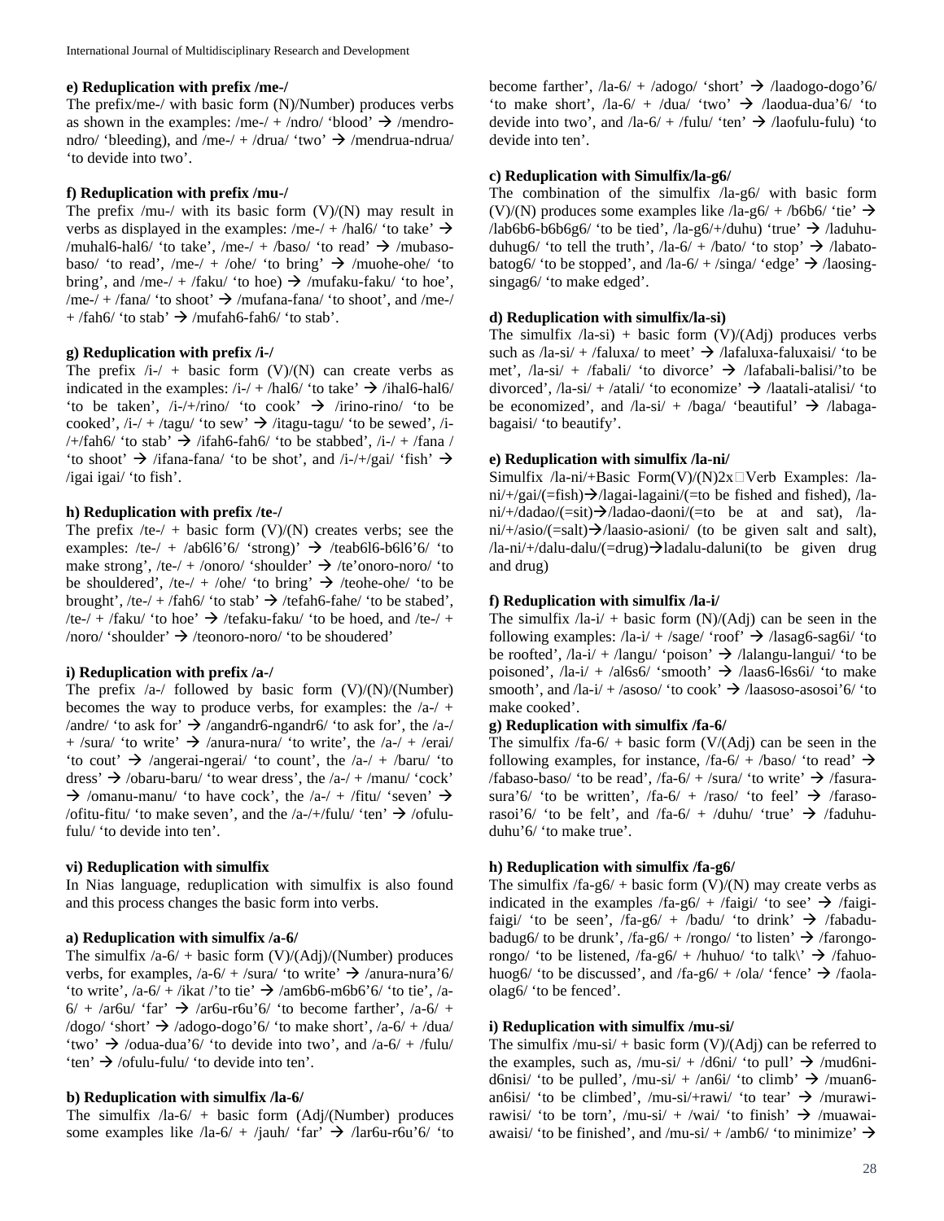#### e) Reduplication with prefix /me-/

The prefix/me-/ with basic form (N)/Number) produces verbs as shown in the examples: /me-/ + /ndro/ 'blood' → /mendro-ndro/ 'bleeding), and /me-/ + /drua/ 'two' → /mendrua-ndrua/ 'to devide into two'.

#### f) Reduplication with prefix /mu-/

The prefix /mu-/ with its basic form (V)/(N) may result in verbs as displayed in the examples: /me-/ + /hal6/ 'to take' → /muhal6-hal6/ 'to take', /me-/ + /baso/ 'to read' → /mubaso-baso/ 'to read', /me-/ + /ohe/ 'to bring' → /muohe-ohe/ 'to bring', and /me-/ + /faku/ 'to hoe) → /mufaku-faku/ 'to hoe', /me-/ + /fana/ 'to shoot' → /mufana-fana/ 'to shoot', and /me-/ + /fah6/ 'to stab' → /mufah6-fah6/ 'to stab'.

#### g) Reduplication with prefix /i-/

The prefix /i-/ + basic form (V)/(N) can create verbs as indicated in the examples: /i-/ + /hal6/ 'to take' → /ihal6-hal6/ 'to be taken', /i-/+/rino/ 'to cook' → /irino-rino/ 'to be cooked', /i-/ + /tagu/ 'to sew' → /itagu-tagu/ 'to be sewed', /i-/+/fah6/ 'to stab' → /ifah6-fah6/ 'to be stabbed', /i-/ + /fana / 'to shoot' → /ifana-fana/ 'to be shot', and /i-/+/gai/ 'fish' → /igai igai/ 'to fish'.

#### h) Reduplication with prefix /te-/

The prefix /te-/ + basic form (V)/(N) creates verbs; see the examples: /te-/ + /ab6l6'6/ 'strong)' → /teab6l6-b6l6'6/ 'to make strong', /te-/ + /onoro/ 'shoulder' → /te'onoro-noro/ 'to be shouldered', /te-/ + /ohe/ 'to bring' → /teohe-ohe/ 'to be brought', /te-/ + /fah6/ 'to stab' → /tefah6-fahe/ 'to be stabed', /te-/ + /faku/ 'to hoe' → /tefaku-faku/ 'to be hoed, and /te-/ + /noro/ 'shoulder' → /teonoro-noro/ 'to be shoudered'

#### i) Reduplication with prefix /a-/

The prefix /a-/ followed by basic form (V)/(N)/(Number) becomes the way to produce verbs, for examples: the /a-/ + /andre/ 'to ask for' → /angandr6-ngandr6/ 'to ask for', the /a-/ + /sura/ 'to write' → /anura-nura/ 'to write', the /a-/ + /erai/ 'to cout' → /angerai-ngerai/ 'to count', the /a-/ + /baru/ 'to dress' → /obaru-baru/ 'to wear dress', the /a-/ + /manu/ 'cock' → /omanu-manu/ 'to have cock', the /a-/ + /fitu/ 'seven' → /ofitu-fitu/ 'to make seven', and the /a-/+/fulu/ 'ten' → /ofulu-fulu/ 'to devide into ten'.

### vi) Reduplication with simulfix

In Nias language, reduplication with simulfix is also found and this process changes the basic form into verbs.

#### a) Reduplication with simulfix /a-6/

The simulfix /a-6/ + basic form (V)/(Adj)/(Number) produces verbs, for examples, /a-6/ + /sura/ 'to write' → /anura-nura'6/ 'to write', /a-6/ + /ikat /'to tie' → /am6b6-m6b6'6/ 'to tie', /a-6/ + /ar6u/ 'far' → /ar6u-r6u'6/ 'to become farther', /a-6/ + /dogo/ 'short' → /adogo-dogo'6/ 'to make short', /a-6/ + /dua/ 'two' → /odua-dua'6/ 'to devide into two', and /a-6/ + /fulu/ 'ten' → /ofulu-fulu/ 'to devide into ten'.

#### b) Reduplication with simulfix /la-6/

The simulfix /la-6/ + basic form (Adj/(Number) produces some examples like /la-6/ + /jauh/ 'far' → /lar6u-r6u'6/ 'to become farther', /la-6/ + /adogo/ 'short' → /laadogo-dogo'6/ 'to make short', /la-6/ + /dua/ 'two' → /laodua-dua'6/ 'to devide into two', and /la-6/ + /fulu/ 'ten' → /laofulu-fulu) 'to devide into ten'.

#### c) Reduplication with Simulfix/la-g6/

The combination of the simulfix /la-g6/ with basic form (V)/(N) produces some examples like /la-g6/ + /b6b6/ 'tie' → /lab6b6-b6b6g6/ 'to be tied', /la-g6/+/duhu) 'true' → /laduhu-duhug6/ 'to tell the truth', /la-6/ + /bato/ 'to stop' → /labato-batog6/ 'to be stopped', and /la-6/ + /singa/ 'edge' → /laosing-singag6/ 'to make edged'.

#### d) Reduplication with simulfix/la-si)

The simulfix /la-si) + basic form (V)/(Adj) produces verbs such as /la-si/ + /faluxa/ to meet' → /lafaluxa-faluxaisi/ 'to be met', /la-si/ + /fabali/ 'to divorce' → /lafabali-balisi/'to be divorced', /la-si/ + /atali/ 'to economize' → /laatali-atalisi/ 'to be economized', and /la-si/ + /baga/ 'beautiful' → /labaga-bagaisi/ 'to beautify'.

#### e) Reduplication with simulfix /la-ni/

Simulfix /la-ni/+Basic Form(V)/(N)2x□Verb Examples: /la-ni/+/gai/(=fish)→/lagai-lagaini/(=to be fished and fished), /la-ni/+/dadao/(=sit)→/ladao-daoni/(=to be at and sat), /la-ni/+/asio/(=salt)→/laasio-asioni/ (to be given salt and salt), /la-ni/+/dalu-dalu/(=drug)→ladalu-daluni(to be given drug and drug)

#### f) Reduplication with simulfix /la-i/

The simulfix /la-i/ + basic form (N)/(Adj) can be seen in the following examples: /la-i/ + /sage/ 'roof' → /lasag6-sag6i/ 'to be roofted', /la-i/ + /langu/ 'poison' → /lalangu-langui/ 'to be poisoned', /la-i/ + /al6s6/ 'smooth' → /laas6-l6s6i/ 'to make smooth', and /la-i/ + /asoso/ 'to cook' → /laasoso-asosoi'6/ 'to make cooked'.

#### g) Reduplication with simulfix /fa-6/

The simulfix /fa-6/ + basic form (V/(Adj) can be seen in the following examples, for instance, /fa-6/ + /baso/ 'to read' → /fabaso-baso/ 'to be read', /fa-6/ + /sura/ 'to write' → /fasura-sura'6/ 'to be written', /fa-6/ + /raso/ 'to feel' → /faraso-rasoi'6/ 'to be felt', and /fa-6/ + /duhu/ 'true' → /faduhu-duhu'6/ 'to make true'.

#### h) Reduplication with simulfix /fa-g6/

The simulfix /fa-g6/ + basic form (V)/(N) may create verbs as indicated in the examples /fa-g6/ + /faigi/ 'to see' → /faigi-faigi/ 'to be seen', /fa-g6/ + /badu/ 'to drink' → /fabadu-badug6/ to be drunk', /fa-g6/ + /rongo/ 'to listen' → /farongo-rongo/ 'to be listened, /fa-g6/ + /huhuo/ 'to talk\' → /fahuo-huog6/ 'to be discussed', and /fa-g6/ + /ola/ 'fence' → /faola-olag6/ 'to be fenced'.

#### i) Reduplication with simulfix /mu-si/

The simulfix /mu-si/ + basic form (V)/(Adj) can be referred to the examples, such as, /mu-si/ + /d6ni/ 'to pull' → /mud6ni-d6nisi/ 'to be pulled', /mu-si/ + /an6i/ 'to climb' → /muan6-an6isi/ 'to be climbed', /mu-si/+rawi/ 'to tear' → /murawi-rawisi/ 'to be torn', /mu-si/ + /wai/ 'to finish' → /muawai-awaisi/ 'to be finished', and /mu-si/ + /amb6/ 'to minimize' →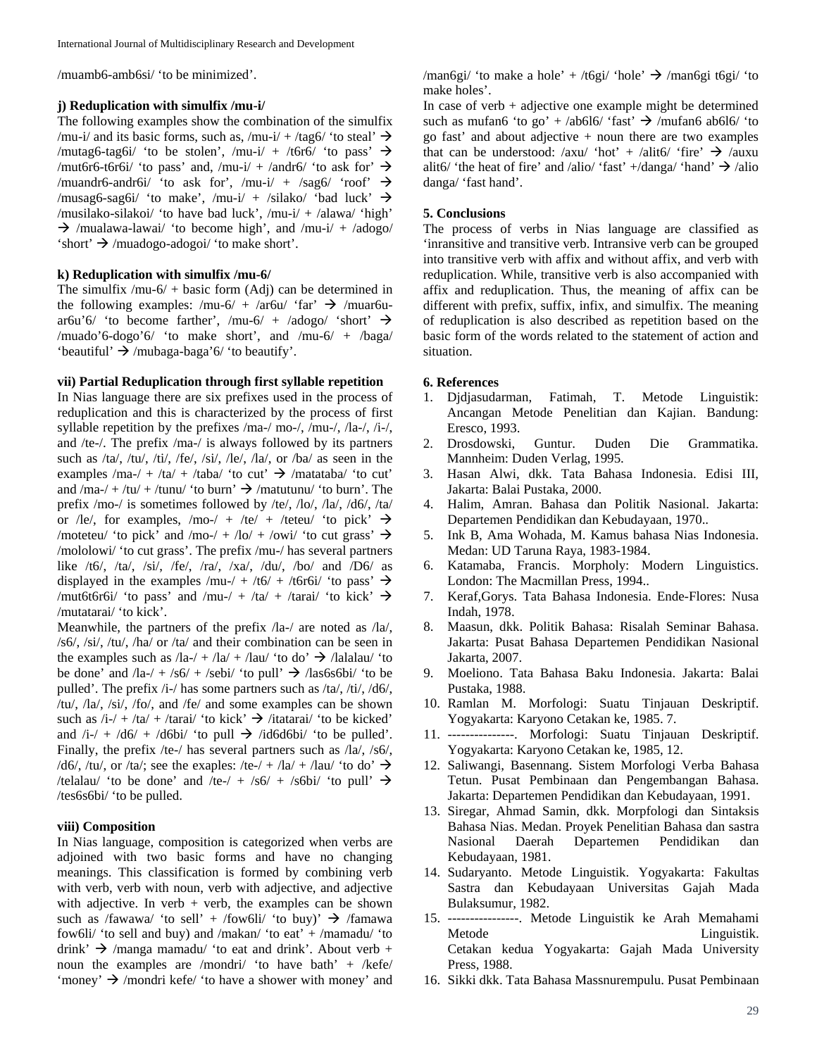/muamb6-amb6si/ 'to be minimized'.

**j) Reduplication with simulfix /mu-i/**

The following examples show the combination of the simulfix /mu-i/ and its basic forms, such as, /mu-i/ + /tag6/ 'to steal' → /mutag6-tag6i/ 'to be stolen', /mu-i/ + /t6r6/ 'to pass' → /mut6r6-t6r6i/ 'to pass' and, /mu-i/ + /andr6/ 'to ask for' → /muandr6-andr6i/ 'to ask for', /mu-i/ + /sag6/ 'roof' → /musag6-sag6i/ 'to make', /mu-i/ + /silako/ 'bad luck' → /musilako-silakoi/ 'to have bad luck', /mu-i/ + /alawa/ 'high' → /mualawa-lawai/ 'to become high', and /mu-i/ + /adogo/ 'short' → /muadogo-adogoi/ 'to make short'.

**k) Reduplication with simulfix /mu-6/**

The simulfix /mu-6/ + basic form (Adj) can be determined in the following examples: /mu-6/ + /ar6u/ 'far' → /muar6u-ar6u'6/ 'to become farther', /mu-6/ + /adogo/ 'short' → /muado'6-dogo'6/ 'to make short', and /mu-6/ + /baga/ 'beautiful' → /mubaga-baga'6/ 'to beautify'.

**vii) Partial Reduplication through first syllable repetition**

In Nias language there are six prefixes used in the process of reduplication and this is characterized by the process of first syllable repetition by the prefixes /ma-/ mo-/, /mu-/, /la-/, /i-/, and /te-/. The prefix /ma-/ is always followed by its partners such as /ta/, /tu/, /ti/, /fe/, /si/, /le/, /la/, or /ba/ as seen in the examples /ma-/ + /ta/ + /taba/ 'to cut' → /matataba/ 'to cut' and /ma-/ + /tu/ + /tunu/ 'to burn' → /matutunu/ 'to burn'. The prefix /mo-/ is sometimes followed by /te/, /lo/, /la/, /d6/, /ta/ or /le/, for examples, /mo-/ + /te/ + /teteu/ 'to pick' → /moteteu/ 'to pick' and /mo-/ + /lo/ + /owi/ 'to cut grass' → /mololowi/ 'to cut grass'. The prefix /mu-/ has several partners like /t6/, /ta/, /si/, /fe/, /ra/, /xa/, /du/, /bo/ and /D6/ as displayed in the examples /mu-/ + /t6/ + /t6r6i/ 'to pass' → /mut6t6r6i/ 'to pass' and /mu-/ + /ta/ + /tarai/ 'to kick' → /mutatarai/ 'to kick'.

Meanwhile, the partners of the prefix /la-/ are noted as /la/, /s6/, /si/, /tu/, /ha/ or /ta/ and their combination can be seen in the examples such as /la-/ + /la/ + /lau/ 'to do' → /lalalau/ 'to be done' and /la-/ + /s6/ + /sebi/ 'to pull' → /las6s6bi/ 'to be pulled'. The prefix /i-/ has some partners such as /ta/, /ti/, /d6/, /tu/, /la/, /si/, /fo/, and /fe/ and some examples can be shown such as /i-/ + /ta/ + /tarai/ 'to kick' → /itatarai/ 'to be kicked' and /i-/ + /d6/ + /d6bi/ 'to pull → /id6d6bi/ 'to be pulled'. Finally, the prefix /te-/ has several partners such as /la/, /s6/, /d6/, /tu/, or /ta/; see the exaples: /te-/ + /la/ + /lau/ 'to do' → /telalau/ 'to be done' and /te-/ + /s6/ + /s6bi/ 'to pull' → /tes6s6bi/ 'to be pulled.

**viii) Composition**

In Nias language, composition is categorized when verbs are adjoined with two basic forms and have no changing meanings. This classification is formed by combining verb with verb, verb with noun, verb with adjective, and adjective with adjective. In verb + verb, the examples can be shown such as /fawawa/ 'to sell' + /fow6li/ 'to buy)' → /famawa fow6li/ 'to sell and buy) and /makan/ 'to eat' + /mamadu/ 'to drink' → /manga mamadu/ 'to eat and drink'. About verb + noun the examples are /mondri/ 'to have bath' + /kefe/ 'money' → /mondri kefe/ 'to have a shower with money' and /man6gi/ 'to make a hole' + /t6gi/ 'hole' → /man6gi t6gi/ 'to make holes'.

In case of verb + adjective one example might be determined such as mufan6 'to go' + /ab6l6/ 'fast' → /mufan6 ab6l6/ 'to go fast' and about adjective + noun there are two examples that can be understood: /axu/ 'hot' + /alit6/ 'fire' → /auxu alit6/ 'the heat of fire' and /alio/ 'fast' +/danga/ 'hand' → /alio danga/ 'fast hand'.

## 5. Conclusions

The process of verbs in Nias language are classified as 'inransitive and transitive verb. Intransive verb can be grouped into transitive verb with affix and without affix, and verb with reduplication. While, transitive verb is also accompanied with affix and reduplication. Thus, the meaning of affix can be different with prefix, suffix, infix, and simulfix. The meaning of reduplication is also described as repetition based on the basic form of the words related to the statement of action and situation.

## 6. References

1. Djdjasudarman, Fatimah, T. Metode Linguistik: Ancangan Metode Penelitian dan Kajian. Bandung: Eresco, 1993.
2. Drosdowski, Guntur. Duden Die Grammatika. Mannheim: Duden Verlag, 1995.
3. Hasan Alwi, dkk. Tata Bahasa Indonesia. Edisi III, Jakarta: Balai Pustaka, 2000.
4. Halim, Amran. Bahasa dan Politik Nasional. Jakarta: Departemen Pendidikan dan Kebudayaan, 1970..
5. Ink B, Ama Wohada, M. Kamus bahasa Nias Indonesia. Medan: UD Taruna Raya, 1983-1984.
6. Katamaba, Francis. Morpholy: Modern Linguistics. London: The Macmillan Press, 1994..
7. Keraf,Gorys. Tata Bahasa Indonesia. Ende-Flores: Nusa Indah, 1978.
8. Maasun, dkk. Politik Bahasa: Risalah Seminar Bahasa. Jakarta: Pusat Bahasa Departemen Pendidikan Nasional Jakarta, 2007.
9. Moeliono. Tata Bahasa Baku Indonesia. Jakarta: Balai Pustaka, 1988.
10. Ramlan M. Morfologi: Suatu Tinjauan Deskriptif. Yogyakarta: Karyono Cetakan ke, 1985. 7.
11. ---------------. Morfologi: Suatu Tinjauan Deskriptif. Yogyakarta: Karyono Cetakan ke, 1985, 12.
12. Saliwangi, Basennang. Sistem Morfologi Verba Bahasa Tetun. Pusat Pembinaan dan Pengembangan Bahasa. Jakarta: Departemen Pendidikan dan Kebudayaan, 1991.
13. Siregar, Ahmad Samin, dkk. Morpfologi dan Sintaksis Bahasa Nias. Medan. Proyek Penelitian Bahasa dan sastra Nasional Daerah Departemen Pendidikan dan Kebudayaan, 1981.
14. Sudaryanto. Metode Linguistik. Yogyakarta: Fakultas Sastra dan Kebudayaan Universitas Gajah Mada Bulaksumur, 1982.
15. ----------------. Metode Linguistik ke Arah Memahami Metode Linguistik. Cetakan kedua Yogyakarta: Gajah Mada University Press, 1988.
16. Sikki dkk. Tata Bahasa Massnurempulu. Pusat Pembinaan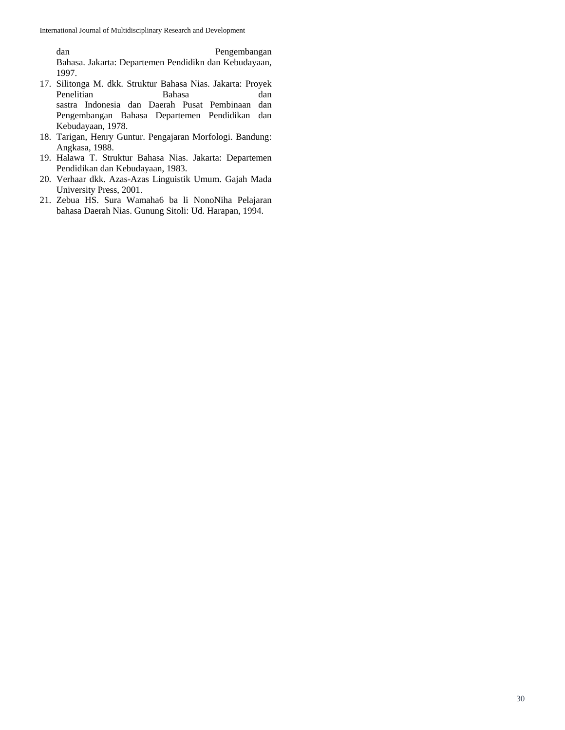dan Pengembangan Bahasa. Jakarta: Departemen Pendidikn dan Kebudayaan, 1997.

17. Silitonga M. dkk. Struktur Bahasa Nias. Jakarta: Proyek Penelitian Bahasa dan sastra Indonesia dan Daerah Pusat Pembinaan dan Pengembangan Bahasa Departemen Pendidikan dan Kebudayaan, 1978.
18. Tarigan, Henry Guntur. Pengajaran Morfologi. Bandung: Angkasa, 1988.
19. Halawa T. Struktur Bahasa Nias. Jakarta: Departemen Pendidikan dan Kebudayaan, 1983.
20. Verhaar dkk. Azas-Azas Linguistik Umum. Gajah Mada University Press, 2001.
21. Zebua HS. Sura Wamaha6 ba li NonoNiha Pelajaran bahasa Daerah Nias. Gunung Sitoli: Ud. Harapan, 1994.